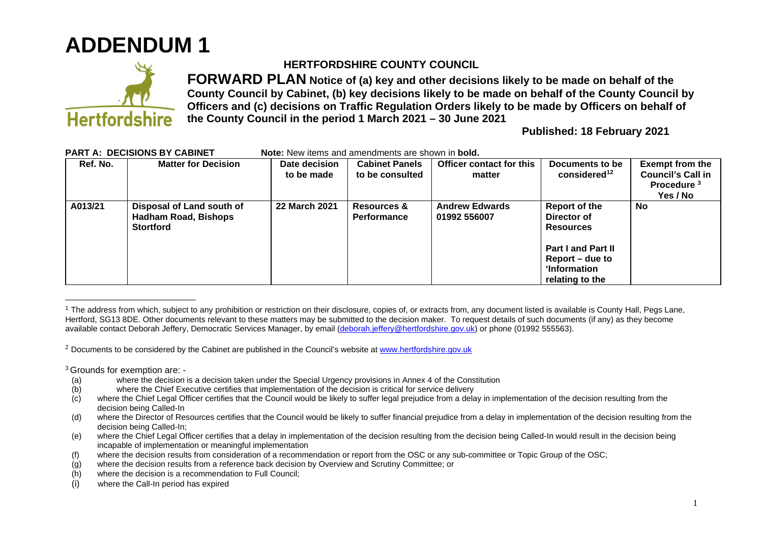# ADDENDUM 1

**HERTFORDSHIRE COUNTY COUNCIL**

**FORWARD PLAN Notice of (a) key and other decisions likely to be made on behalf of the County Council by Cabinet, (b) key decisions likely to be made on behalf of the County Council by Officers and (c) decisions on Traffic Regulation Orders likely to be made by Officers on behalf of the County Council in the period 1 March 2021 – 30 June 2021**

**Published: 18 February 2021**

**PART A: DECISIONS BY CABINET** **Note:** New items and amendments are shown in **bold.**

| Ref. No. | Matter for Decision | Date decision to be made | Cabinet Panels to be consulted | Officer contact for this matter | Documents to be considered[1][2] | Exempt from the Council's Call in Procedure [3] Yes / No |
|---|---|---|---|---|---|---|
| **A013/21** | **Disposal of Land south of Hadham Road, Bishops Stortford** | **22 March 2021** | **Resources & Performance** | **Andrew Edwards 01992 556007** | **Report of the Director of Resources**<br><br>**Part I and Part II Report – due to 'Information relating to the** | **No** |

[1] The address from which, subject to any prohibition or restriction on their disclosure, copies of, or extracts from, any document listed is available is County Hall, Pegs Lane, Hertford, SG13 8DE. Other documents relevant to these matters may be submitted to the decision maker. To request details of such documents (if any) as they become available contact Deborah Jeffery, Democratic Services Manager, by email (deborah.jeffery@hertfordshire.gov.uk) or phone (01992 555563).

[2] Documents to be considered by the Cabinet are published in the Council's website at www.hertfordshire.gov.uk

[3] Grounds for exemption are: -

(a) where the decision is a decision taken under the Special Urgency provisions in Annex 4 of the Constitution
(b) where the Chief Executive certifies that implementation of the decision is critical for service delivery
(c) where the Chief Legal Officer certifies that the Council would be likely to suffer legal prejudice from a delay in implementation of the decision resulting from the decision being Called-In
(d) where the Director of Resources certifies that the Council would be likely to suffer financial prejudice from a delay in implementation of the decision resulting from the decision being Called-In;
(e) where the Chief Legal Officer certifies that a delay in implementation of the decision resulting from the decision being Called-In would result in the decision being incapable of implementation or meaningful implementation
(f) where the decision results from consideration of a recommendation or report from the OSC or any sub-committee or Topic Group of the OSC;
(g) where the decision results from a reference back decision by Overview and Scrutiny Committee; or
(h) where the decision is a recommendation to Full Council;
(i) where the Call-In period has expired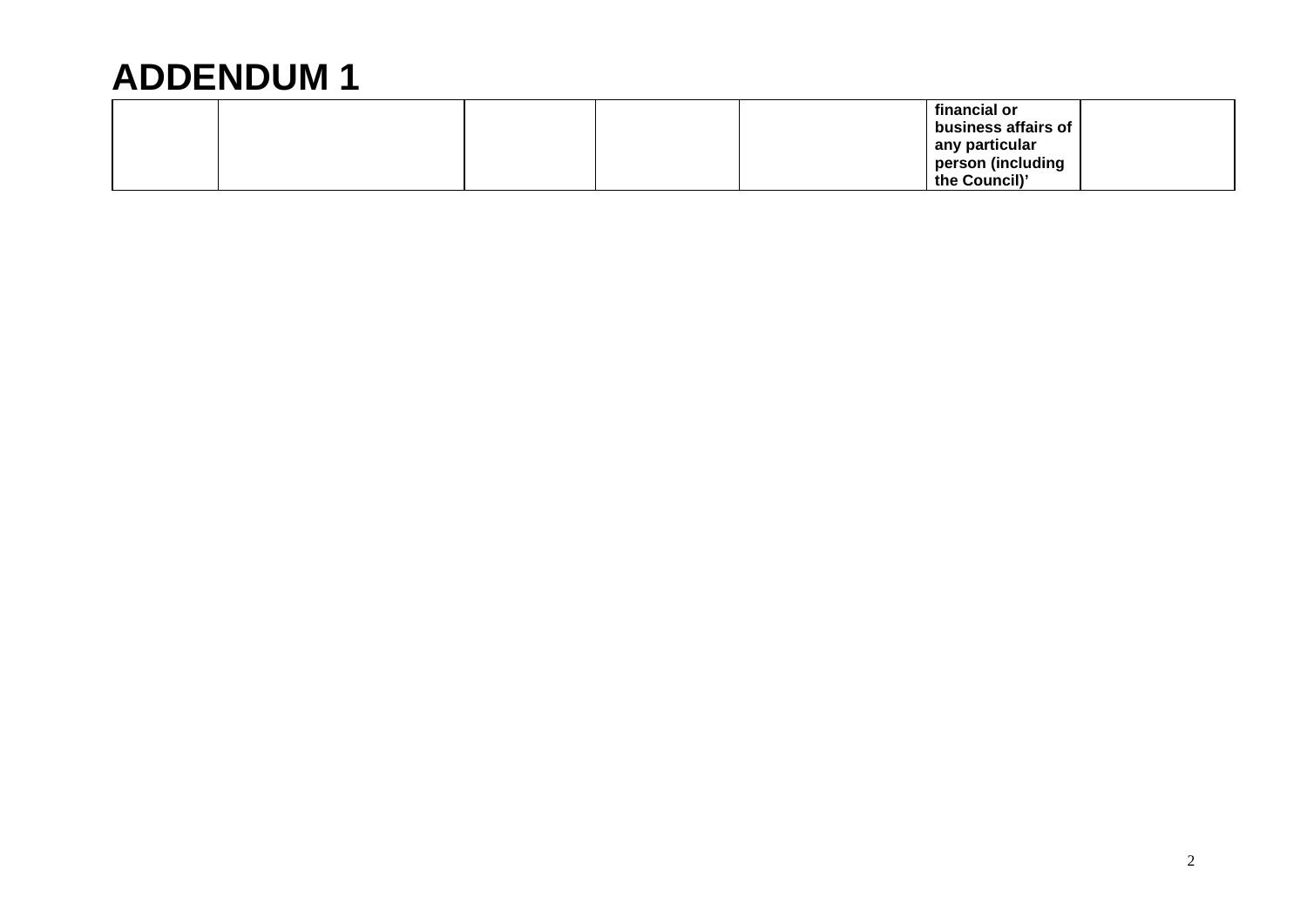# ADDENDUM 1

| | | | | | | |
|---|---|---|---|---|---|---|
| | | | | | **financial or business affairs of any particular person (including the Council)’** | |